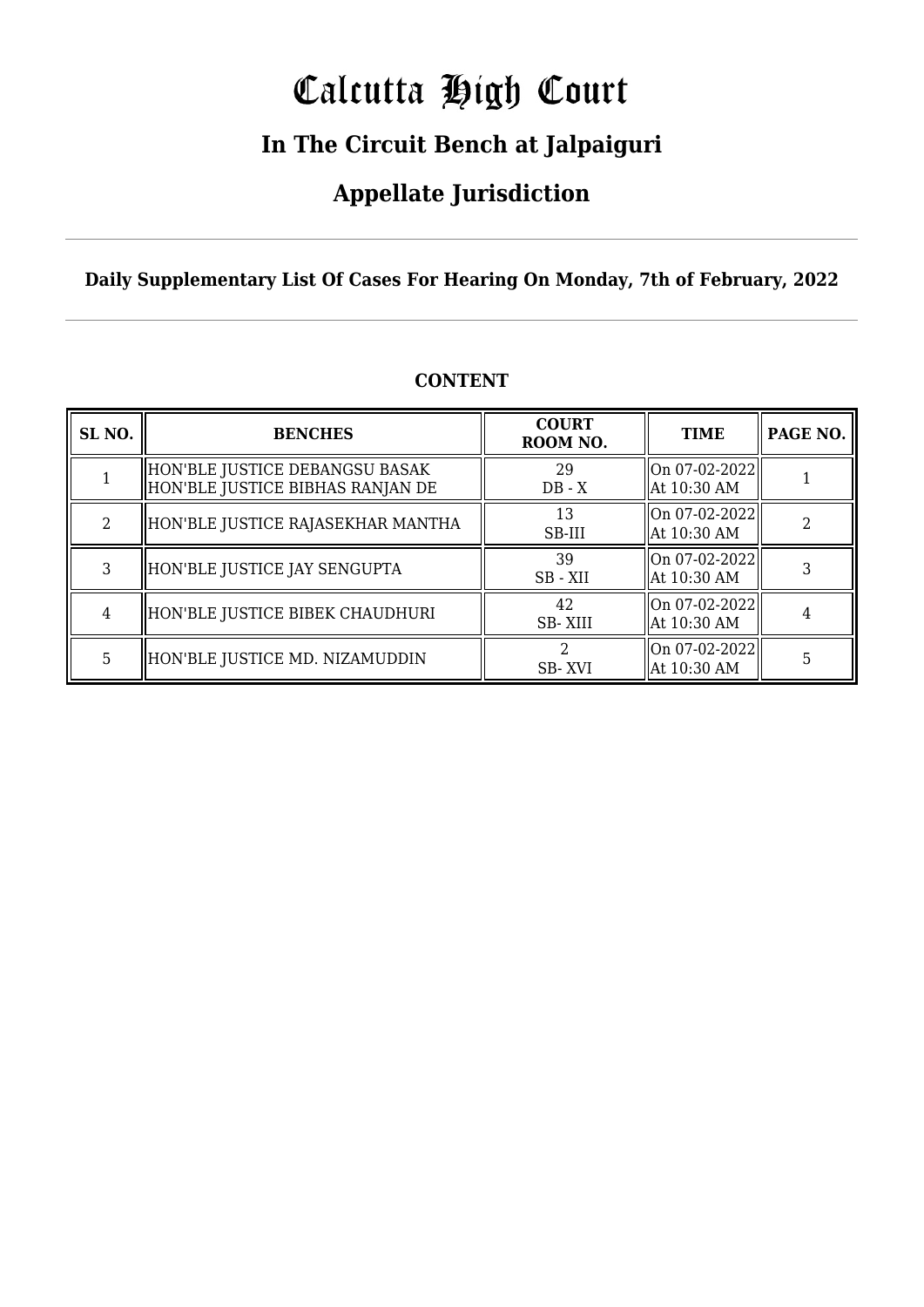# Calcutta High Court

## In The Circuit Bench at Jalpaiguri

## Appellate Jurisdiction

**Daily Supplementary List Of Cases For Hearing On Monday, 7th of February, 2022**

**CONTENT**

| SL NO. | BENCHES | COURT ROOM NO. | TIME | PAGE NO. |
|---|---|---|---|---|
| 1 | HON'BLE JUSTICE DEBANGSU BASAK<br>HON'BLE JUSTICE BIBHAS RANJAN DE | 29<br>DB - X | On 07-02-2022<br>At 10:30 AM | 1 |
| 2 | HON'BLE JUSTICE RAJASEKHAR MANTHA | 13<br>SB-III | On 07-02-2022<br>At 10:30 AM | 2 |
| 3 | HON'BLE JUSTICE JAY SENGUPTA | 39<br>SB - XII | On 07-02-2022<br>At 10:30 AM | 3 |
| 4 | HON'BLE JUSTICE BIBEK CHAUDHURI | 42<br>SB- XIII | On 07-02-2022<br>At 10:30 AM | 4 |
| 5 | HON'BLE JUSTICE MD. NIZAMUDDIN | 2<br>SB- XVI | On 07-02-2022<br>At 10:30 AM | 5 |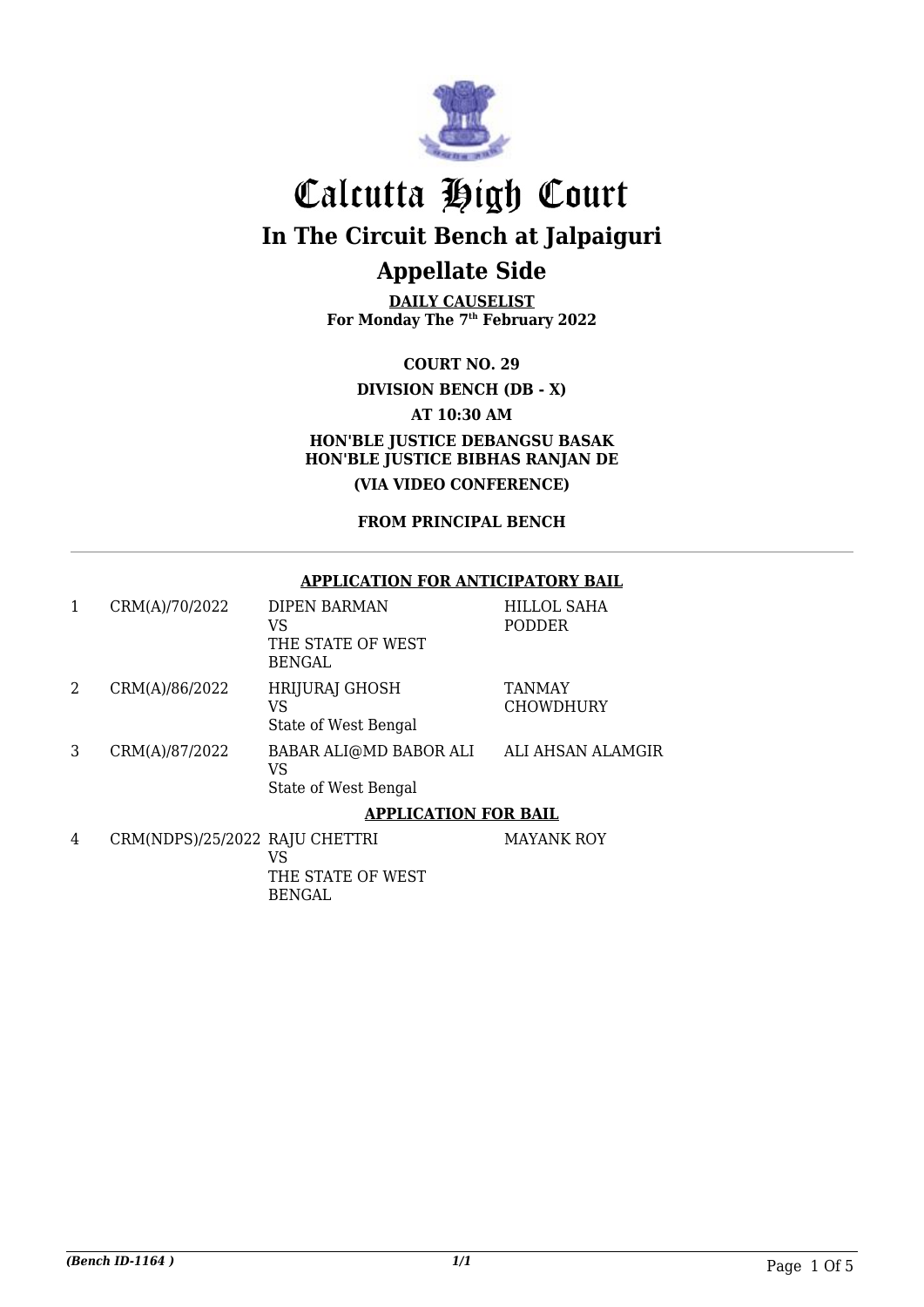# Calcutta High Court

## In The Circuit Bench at Jalpaiguri

## Appellate Side

**DAILY CAUSELIST**
**For Monday The 7th February 2022**

**COURT NO. 29**

**DIVISION BENCH (DB - X)**

**AT 10:30 AM**

**HON'BLE JUSTICE DEBANGSU BASAK**
**HON'BLE JUSTICE BIBHAS RANJAN DE**

**(VIA VIDEO CONFERENCE)**

**FROM PRINCIPAL BENCH**

---

**APPLICATION FOR ANTICIPATORY BAIL**

| | | | |
|---|---|---|---|
| 1 | CRM(A)/70/2022 | DIPEN BARMAN<br>VS<br>THE STATE OF WEST BENGAL | HILLOL SAHA PODDER |
| 2 | CRM(A)/86/2022 | HRIJURAJ GHOSH<br>VS<br>State of West Bengal | TANMAY CHOWDHURY |
| 3 | CRM(A)/87/2022 | BABAR ALI@MD BABOR ALI<br>VS<br>State of West Bengal | ALI AHSAN ALAMGIR |

**APPLICATION FOR BAIL**

| | | | |
|---|---|---|---|
| 4 | CRM(NDPS)/25/2022 | RAJU CHETTRI<br>VS<br>THE STATE OF WEST BENGAL | MAYANK ROY |

*(Bench ID-1164 )* *1/1*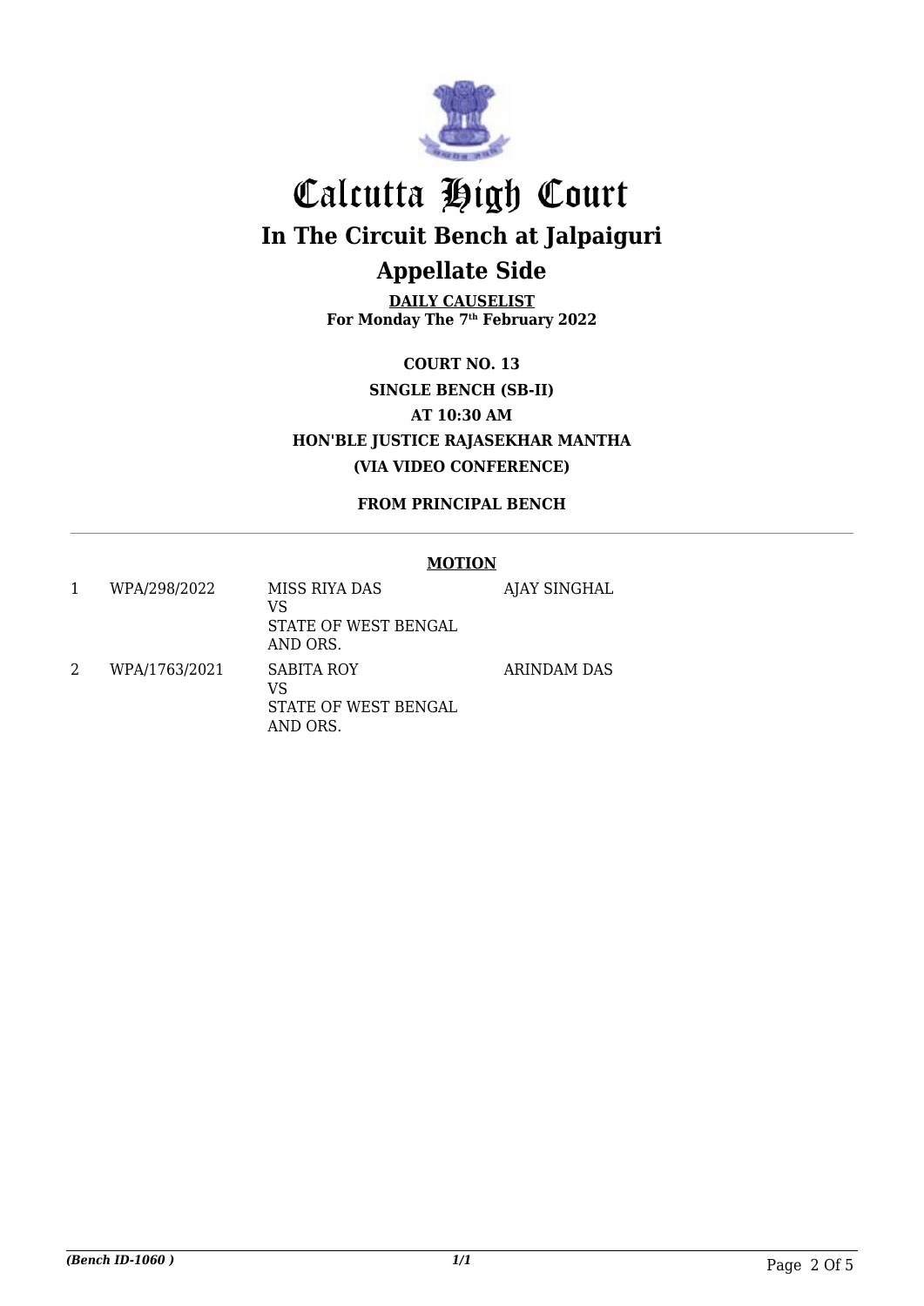# Calcutta High Court

## In The Circuit Bench at Jalpaiguri

## Appellate Side

**DAILY CAUSELIST**
**For Monday The 7th February 2022**

**COURT NO. 13**
**SINGLE BENCH (SB-II)**
**AT 10:30 AM**
**HON'BLE JUSTICE RAJASEKHAR MANTHA**
**(VIA VIDEO CONFERENCE)**

**FROM PRINCIPAL BENCH**

**MOTION**

| | | | |
|---|---|---|---|
| 1 | WPA/298/2022 | MISS RIYA DAS VS STATE OF WEST BENGAL AND ORS. | AJAY SINGHAL |
| 2 | WPA/1763/2021 | SABITA ROY VS STATE OF WEST BENGAL AND ORS. | ARINDAM DAS |

*(Bench ID-1060 )*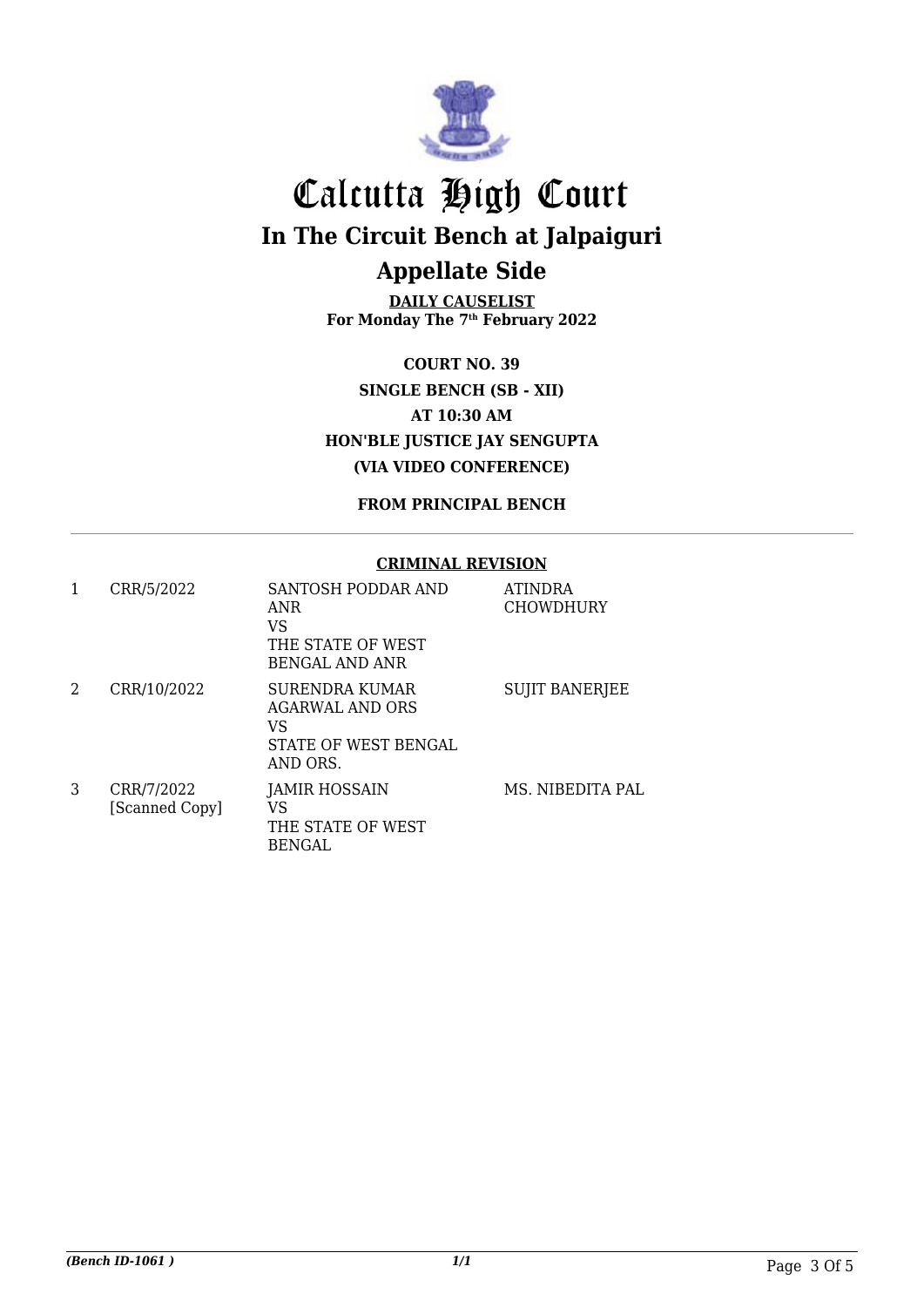# Calcutta High Court

## In The Circuit Bench at Jalpaiguri

## Appellate Side

**DAILY CAUSELIST**
**For Monday The 7th February 2022**

**COURT NO. 39**
**SINGLE BENCH (SB - XII)**
**AT 10:30 AM**
**HON'BLE JUSTICE JAY SENGUPTA**
**(VIA VIDEO CONFERENCE)**

**FROM PRINCIPAL BENCH**

**CRIMINAL REVISION**

| | | | |
|---|---|---|---|
| 1 | CRR/5/2022 | SANTOSH PODDAR AND ANR VS THE STATE OF WEST BENGAL AND ANR | ATINDRA CHOWDHURY |
| 2 | CRR/10/2022 | SURENDRA KUMAR AGARWAL AND ORS VS STATE OF WEST BENGAL AND ORS. | SUJIT BANERJEE |
| 3 | CRR/7/2022 [Scanned Copy] | JAMIR HOSSAIN VS THE STATE OF WEST BENGAL | MS. NIBEDITA PAL |

*(Bench ID-1061 )* 1/1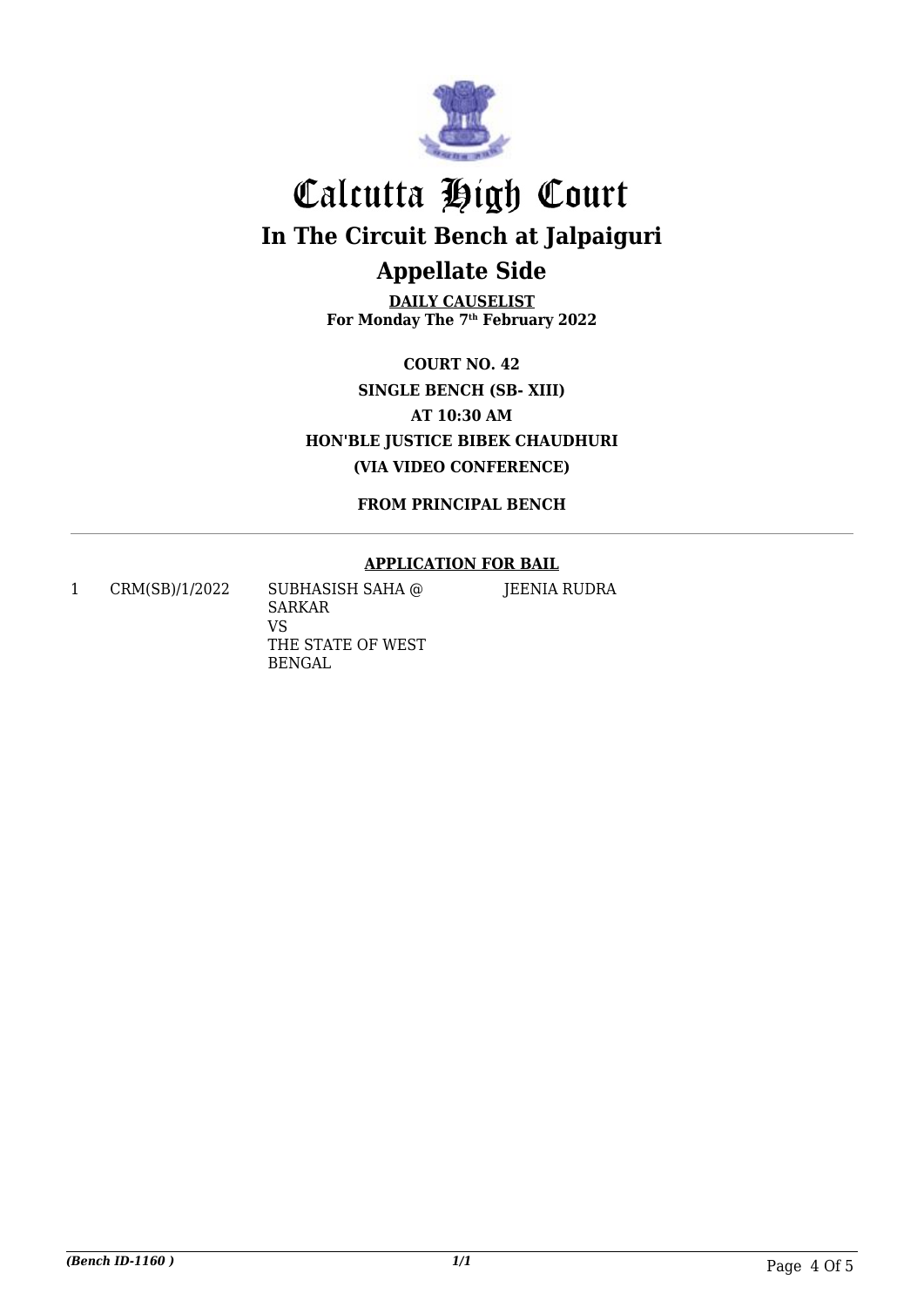# Calcutta High Court

## In The Circuit Bench at Jalpaiguri

## Appellate Side

**DAILY CAUSELIST**
**For Monday The 7th February 2022**

**COURT NO. 42**
**SINGLE BENCH (SB- XIII)**
**AT 10:30 AM**
**HON'BLE JUSTICE BIBEK CHAUDHURI**
**(VIA VIDEO CONFERENCE)**

**FROM PRINCIPAL BENCH**

**APPLICATION FOR BAIL**

| | | | |
|---|---|---|---|
| 1 | CRM(SB)/1/2022 | SUBHASISH SAHA @ SARKAR VS THE STATE OF WEST BENGAL | JEENIA RUDRA |

*(Bench ID-1160 )*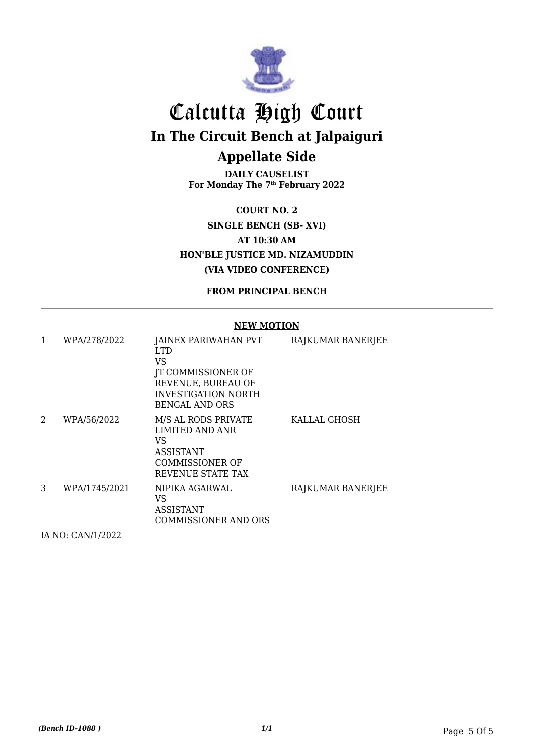# Calcutta High Court

## In The Circuit Bench at Jalpaiguri

## Appellate Side

**DAILY CAUSELIST**
**For Monday The 7th February 2022**

**COURT NO. 2**
**SINGLE BENCH (SB- XVI)**
**AT 10:30 AM**
**HON'BLE JUSTICE MD. NIZAMUDDIN**
**(VIA VIDEO CONFERENCE)**

**FROM PRINCIPAL BENCH**

---

**NEW MOTION**

| | | | |
|---|---|---|---|
| 1 | WPA/278/2022 | JAINEX PARIWAHAN PVT LTD<br>VS<br>JT COMMISSIONER OF REVENUE, BUREAU OF INVESTIGATION NORTH BENGAL AND ORS | RAJKUMAR BANERJEE |
| 2 | WPA/56/2022 | M/S AL RODS PRIVATE LIMITED AND ANR<br>VS<br>ASSISTANT COMMISSIONER OF REVENUE STATE TAX | KALLAL GHOSH |
| 3 | WPA/1745/2021 | NIPIKA AGARWAL<br>VS<br>ASSISTANT COMMISSIONER AND ORS | RAJKUMAR BANERJEE |

IA NO: CAN/1/2022

*(Bench ID-1088 )*